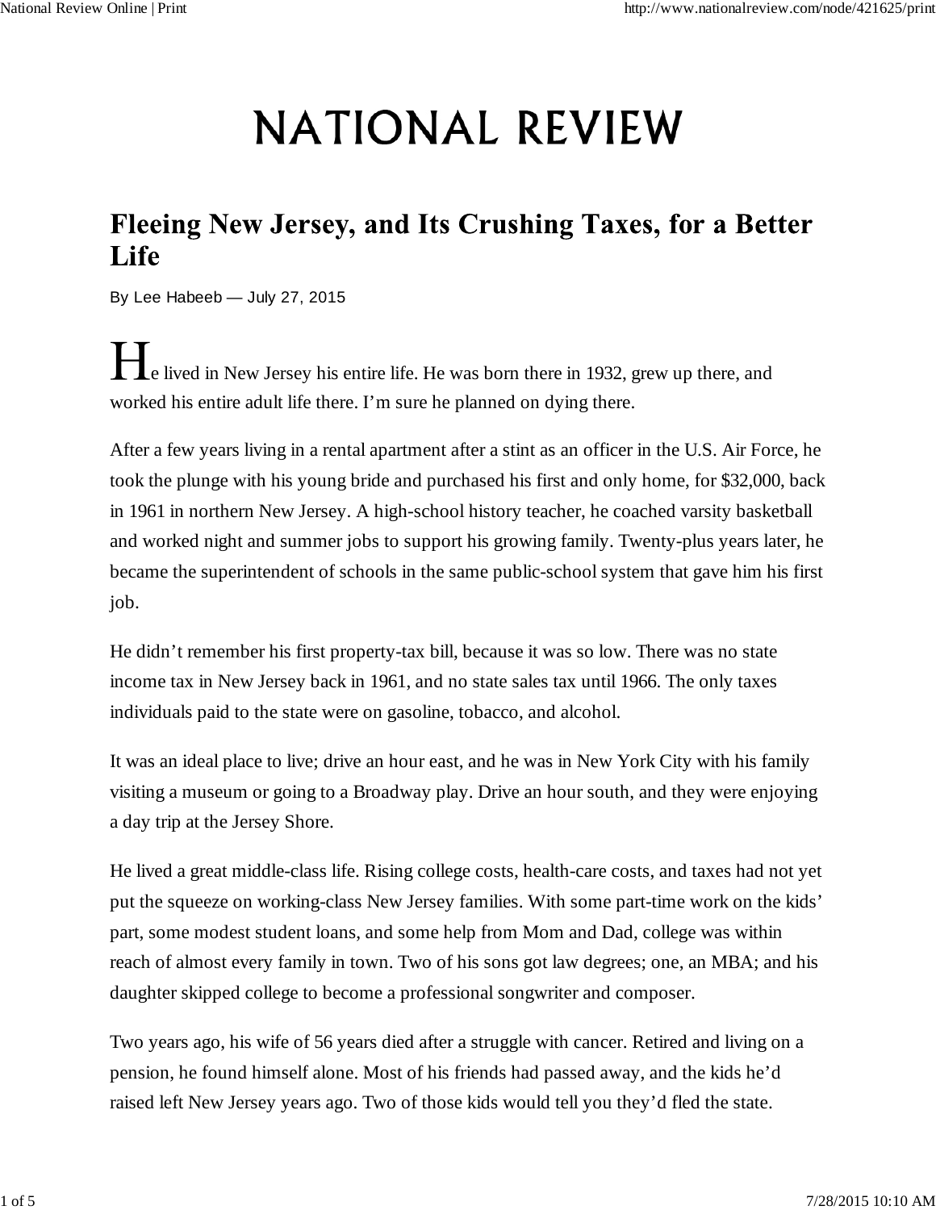# NATIONAL REVIEW

## Fleeing New Jersey, and Its Crushing Taxes, for a Better Life

By Lee Habeeb — July 27, 2015

He lived in New Jersey his entire life. He was born there in 1932, grew up there, and worked his entire adult life there. I'm sure he planned on dying there.

After a few years living in a rental apartment after a stint as an officer in the U.S. Air Force, he took the plunge with his young bride and purchased his first and only home, for $32,000, back in 1961 in northern New Jersey. A high-school history teacher, he coached varsity basketball and worked night and summer jobs to support his growing family. Twenty-plus years later, he became the superintendent of schools in the same public-school system that gave him his first job.

He didn't remember his first property-tax bill, because it was so low. There was no state income tax in New Jersey back in 1961, and no state sales tax until 1966. The only taxes individuals paid to the state were on gasoline, tobacco, and alcohol.

It was an ideal place to live; drive an hour east, and he was in New York City with his family visiting a museum or going to a Broadway play. Drive an hour south, and they were enjoying a day trip at the Jersey Shore.

He lived a great middle-class life. Rising college costs, health-care costs, and taxes had not yet put the squeeze on working-class New Jersey families. With some part-time work on the kids' part, some modest student loans, and some help from Mom and Dad, college was within reach of almost every family in town. Two of his sons got law degrees; one, an MBA; and his daughter skipped college to become a professional songwriter and composer.

Two years ago, his wife of 56 years died after a struggle with cancer. Retired and living on a pension, he found himself alone. Most of his friends had passed away, and the kids he'd raised left New Jersey years ago. Two of those kids would tell you they'd fled the state.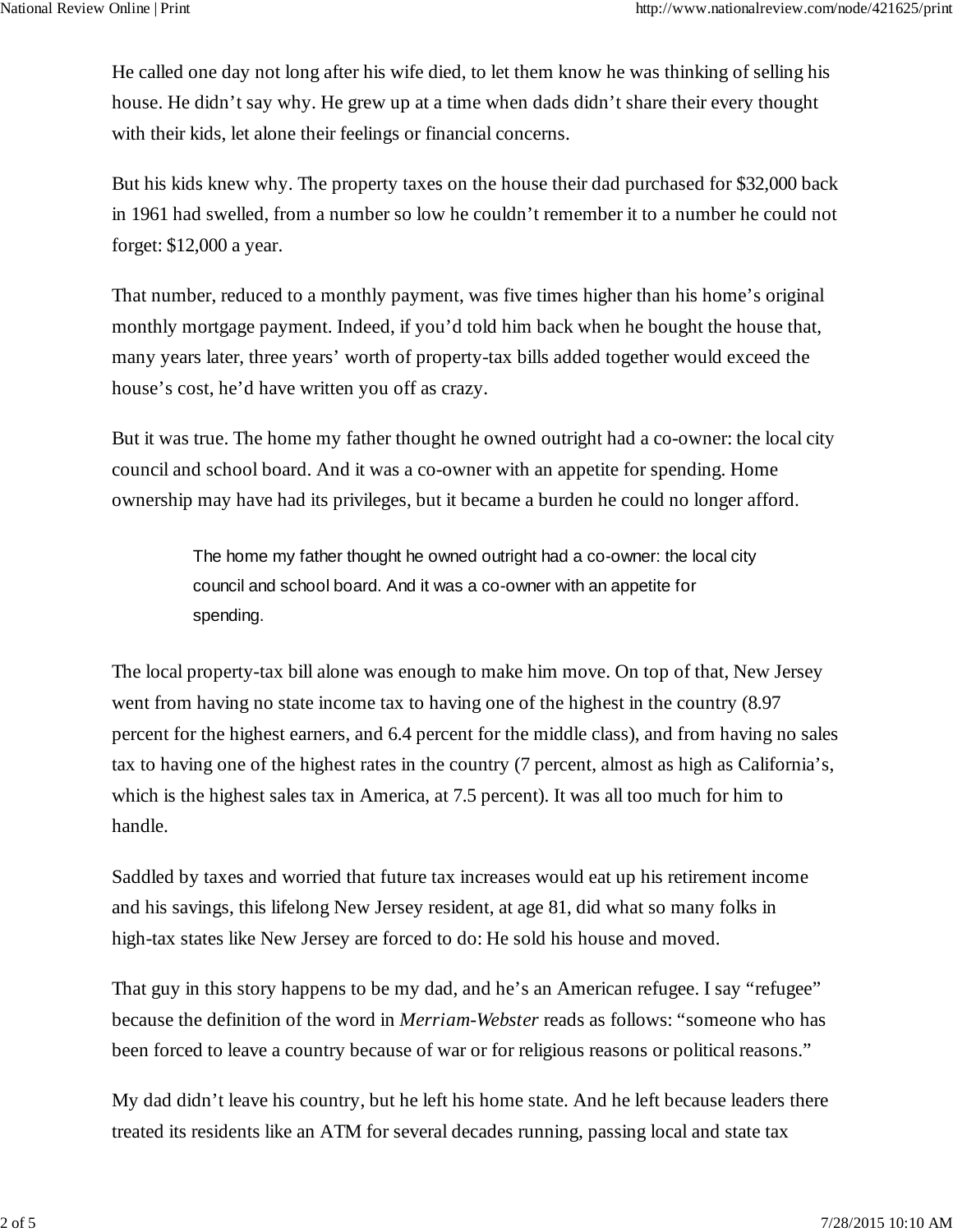He called one day not long after his wife died, to let them know he was thinking of selling his house. He didn't say why. He grew up at a time when dads didn't share their every thought with their kids, let alone their feelings or financial concerns.

But his kids knew why. The property taxes on the house their dad purchased for $32,000 back in 1961 had swelled, from a number so low he couldn't remember it to a number he could not forget: $12,000 a year.

That number, reduced to a monthly payment, was five times higher than his home's original monthly mortgage payment. Indeed, if you'd told him back when he bought the house that, many years later, three years' worth of property-tax bills added together would exceed the house's cost, he'd have written you off as crazy.

But it was true. The home my father thought he owned outright had a co-owner: the local city council and school board. And it was a co-owner with an appetite for spending. Home ownership may have had its privileges, but it became a burden he could no longer afford.

> The home my father thought he owned outright had a co-owner: the local city council and school board. And it was a co-owner with an appetite for spending.

The local property-tax bill alone was enough to make him move. On top of that, New Jersey went from having no state income tax to having one of the highest in the country (8.97 percent for the highest earners, and 6.4 percent for the middle class), and from having no sales tax to having one of the highest rates in the country (7 percent, almost as high as California's, which is the highest sales tax in America, at 7.5 percent). It was all too much for him to handle.

Saddled by taxes and worried that future tax increases would eat up his retirement income and his savings, this lifelong New Jersey resident, at age 81, did what so many folks in high-tax states like New Jersey are forced to do: He sold his house and moved.

That guy in this story happens to be my dad, and he's an American refugee. I say "refugee" because the definition of the word in *Merriam-Webster* reads as follows: "someone who has been forced to leave a country because of war or for religious reasons or political reasons."

My dad didn't leave his country, but he left his home state. And he left because leaders there treated its residents like an ATM for several decades running, passing local and state tax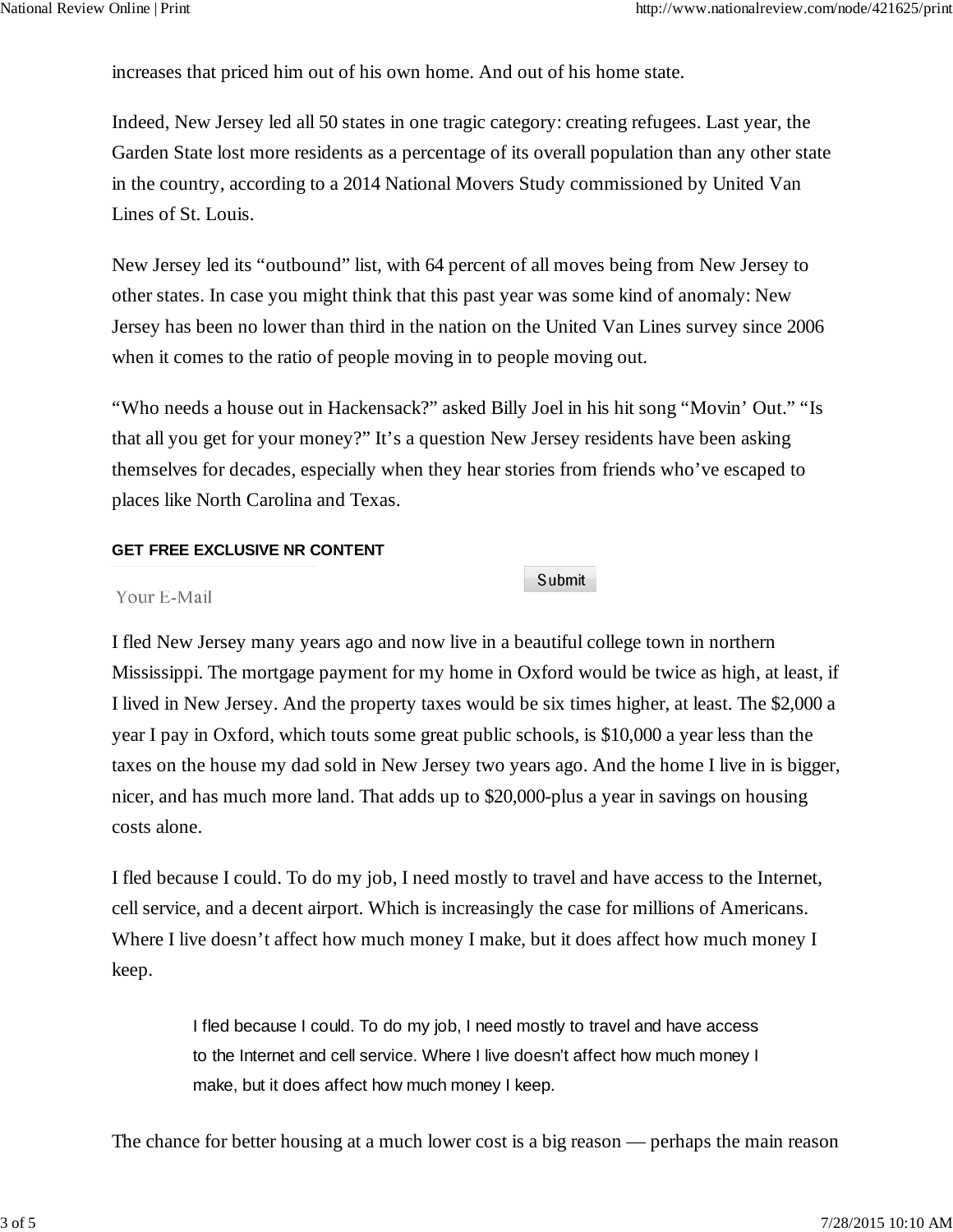increases that priced him out of his own home. And out of his home state.

Indeed, New Jersey led all 50 states in one tragic category: creating refugees. Last year, the Garden State lost more residents as a percentage of its overall population than any other state in the country, according to a 2014 National Movers Study commissioned by United Van Lines of St. Louis.

New Jersey led its "outbound" list, with 64 percent of all moves being from New Jersey to other states. In case you might think that this past year was some kind of anomaly: New Jersey has been no lower than third in the nation on the United Van Lines survey since 2006 when it comes to the ratio of people moving in to people moving out.

"Who needs a house out in Hackensack?" asked Billy Joel in his hit song "Movin' Out." "Is that all you get for your money?" It's a question New Jersey residents have been asking themselves for decades, especially when they hear stories from friends who've escaped to places like North Carolina and Texas.

**GET FREE EXCLUSIVE NR CONTENT**

Your E-Mail

Submit

I fled New Jersey many years ago and now live in a beautiful college town in northern Mississippi. The mortgage payment for my home in Oxford would be twice as high, at least, if I lived in New Jersey. And the property taxes would be six times higher, at least. The $2,000 a year I pay in Oxford, which touts some great public schools, is $10,000 a year less than the taxes on the house my dad sold in New Jersey two years ago. And the home I live in is bigger, nicer, and has much more land. That adds up to $20,000-plus a year in savings on housing costs alone.

I fled because I could. To do my job, I need mostly to travel and have access to the Internet, cell service, and a decent airport. Which is increasingly the case for millions of Americans. Where I live doesn't affect how much money I make, but it does affect how much money I keep.

> I fled because I could. To do my job, I need mostly to travel and have access to the Internet and cell service. Where I live doesn't affect how much money I make, but it does affect how much money I keep.

The chance for better housing at a much lower cost is a big reason — perhaps the main reason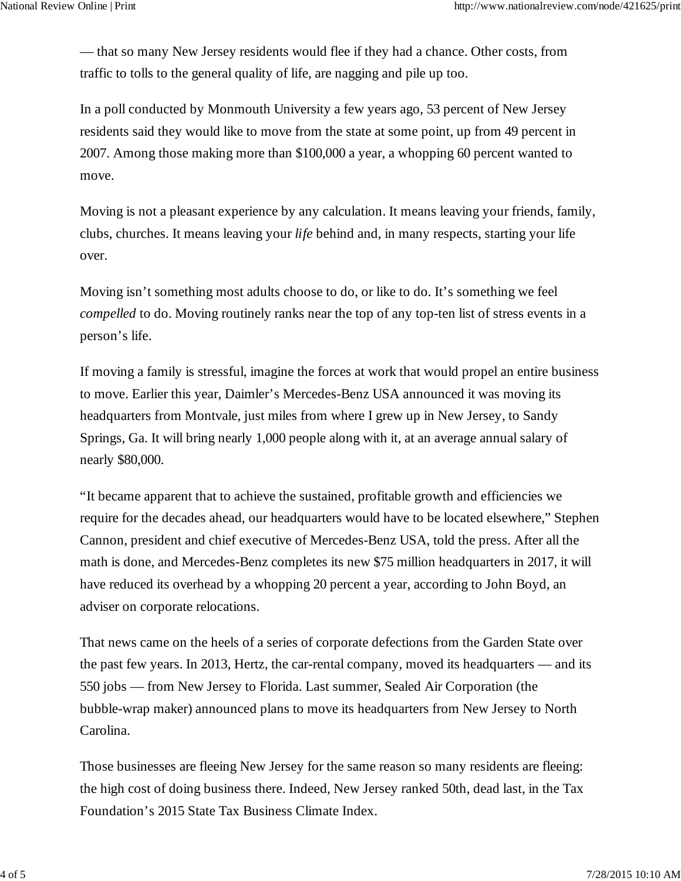— that so many New Jersey residents would flee if they had a chance. Other costs, from traffic to tolls to the general quality of life, are nagging and pile up too.

In a poll conducted by Monmouth University a few years ago, 53 percent of New Jersey residents said they would like to move from the state at some point, up from 49 percent in 2007. Among those making more than $100,000 a year, a whopping 60 percent wanted to move.

Moving is not a pleasant experience by any calculation. It means leaving your friends, family, clubs, churches. It means leaving your *life* behind and, in many respects, starting your life over.

Moving isn't something most adults choose to do, or like to do. It's something we feel *compelled* to do. Moving routinely ranks near the top of any top-ten list of stress events in a person's life.

If moving a family is stressful, imagine the forces at work that would propel an entire business to move. Earlier this year, Daimler's Mercedes-Benz USA announced it was moving its headquarters from Montvale, just miles from where I grew up in New Jersey, to Sandy Springs, Ga. It will bring nearly 1,000 people along with it, at an average annual salary of nearly $80,000.

"It became apparent that to achieve the sustained, profitable growth and efficiencies we require for the decades ahead, our headquarters would have to be located elsewhere," Stephen Cannon, president and chief executive of Mercedes-Benz USA, told the press. After all the math is done, and Mercedes-Benz completes its new $75 million headquarters in 2017, it will have reduced its overhead by a whopping 20 percent a year, according to John Boyd, an adviser on corporate relocations.

That news came on the heels of a series of corporate defections from the Garden State over the past few years. In 2013, Hertz, the car-rental company, moved its headquarters — and its 550 jobs — from New Jersey to Florida. Last summer, Sealed Air Corporation (the bubble-wrap maker) announced plans to move its headquarters from New Jersey to North Carolina.

Those businesses are fleeing New Jersey for the same reason so many residents are fleeing: the high cost of doing business there. Indeed, New Jersey ranked 50th, dead last, in the Tax Foundation's 2015 State Tax Business Climate Index.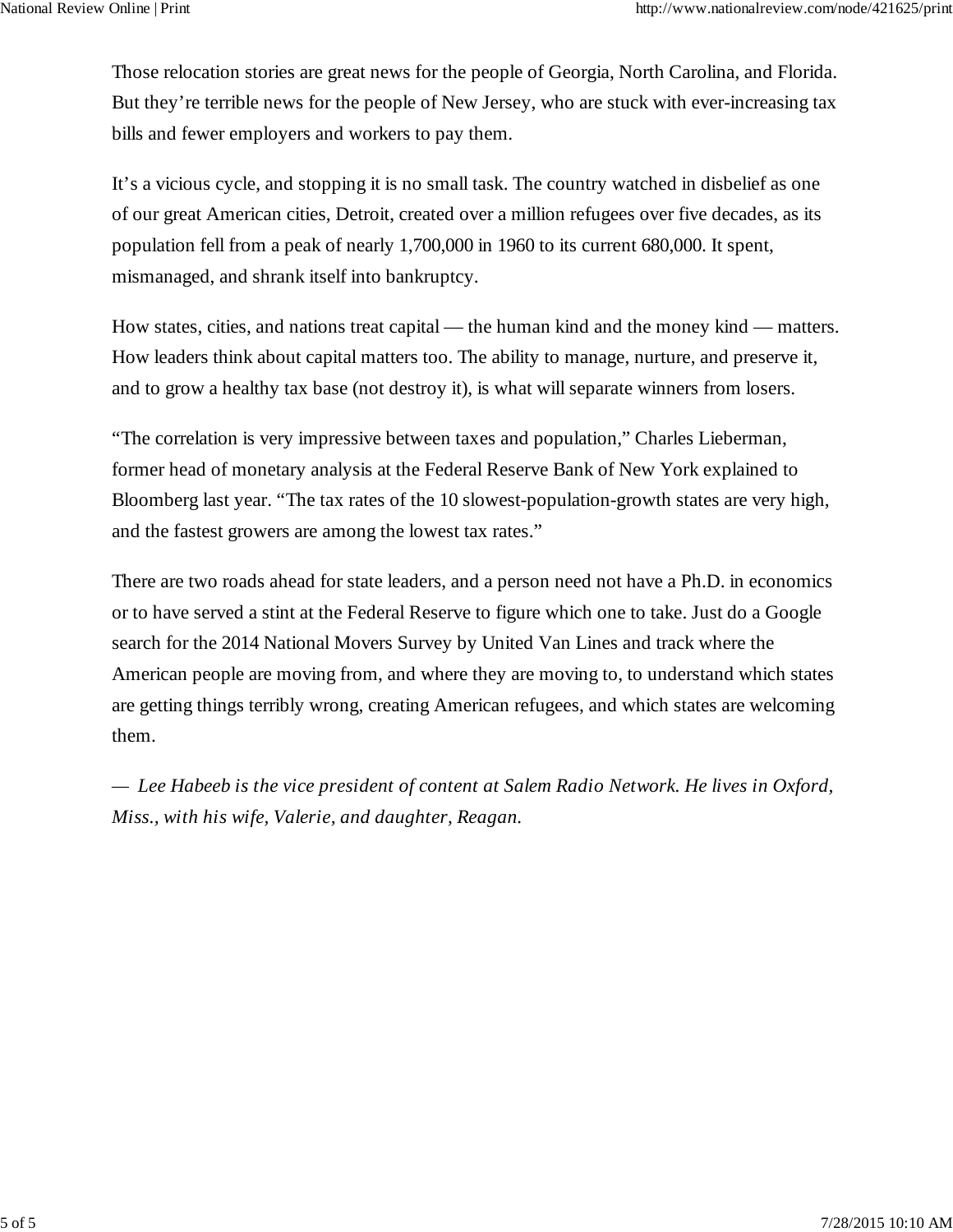Those relocation stories are great news for the people of Georgia, North Carolina, and Florida. But they're terrible news for the people of New Jersey, who are stuck with ever-increasing tax bills and fewer employers and workers to pay them.

It's a vicious cycle, and stopping it is no small task. The country watched in disbelief as one of our great American cities, Detroit, created over a million refugees over five decades, as its population fell from a peak of nearly 1,700,000 in 1960 to its current 680,000. It spent, mismanaged, and shrank itself into bankruptcy.

How states, cities, and nations treat capital — the human kind and the money kind — matters. How leaders think about capital matters too. The ability to manage, nurture, and preserve it, and to grow a healthy tax base (not destroy it), is what will separate winners from losers.

"The correlation is very impressive between taxes and population," Charles Lieberman, former head of monetary analysis at the Federal Reserve Bank of New York explained to Bloomberg last year. "The tax rates of the 10 slowest-population-growth states are very high, and the fastest growers are among the lowest tax rates."

There are two roads ahead for state leaders, and a person need not have a Ph.D. in economics or to have served a stint at the Federal Reserve to figure which one to take. Just do a Google search for the 2014 National Movers Survey by United Van Lines and track where the American people are moving from, and where they are moving to, to understand which states are getting things terribly wrong, creating American refugees, and which states are welcoming them.

— *Lee Habeeb is the vice president of content at Salem Radio Network. He lives in Oxford, Miss., with his wife, Valerie, and daughter, Reagan.*